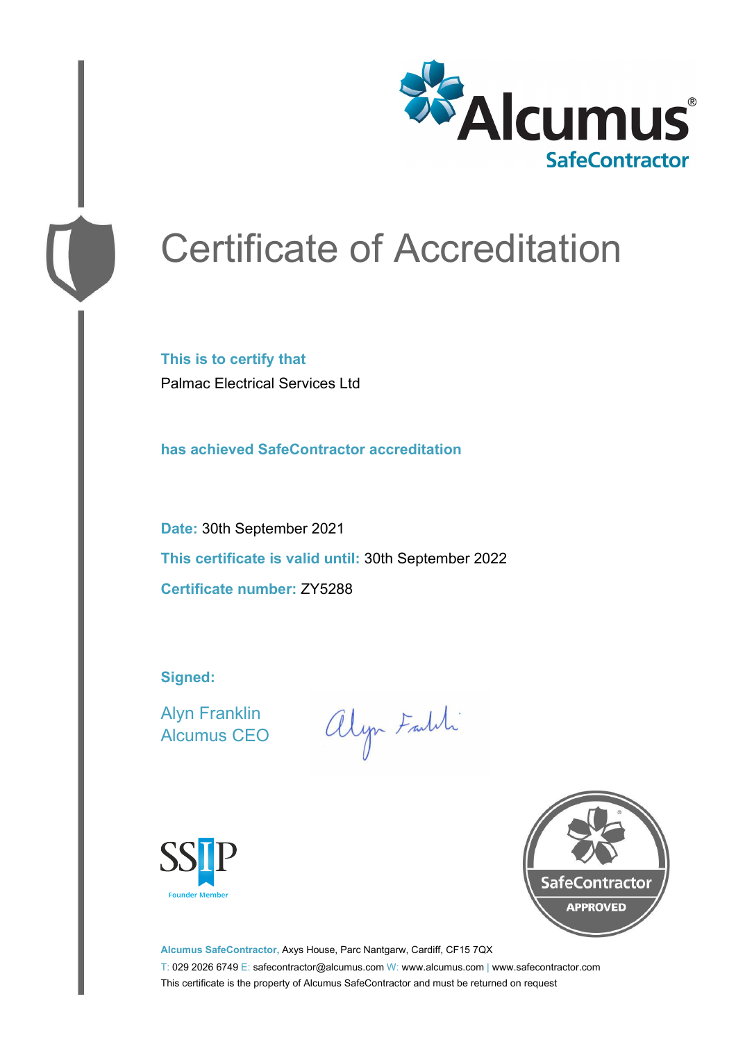Alcumus® SafeContractor

# Certificate of Accreditation

**This is to certify that**

Palmac Electrical Services Ltd

**has achieved SafeContractor accreditation**

**Date:** 30th September 2021

**This certificate is valid until:** 30th September 2022

**Certificate number:** ZY5288

**Signed:**

Alyn Franklin
Alcumus CEO

SSIP Founder Member

SafeContractor APPROVED

**Alcumus SafeContractor,** Axys House, Parc Nantgarw, Cardiff, CF15 7QX
T: 029 2026 6749 E: safecontractor@alcumus.com W: www.alcumus.com | www.safecontractor.com
This certificate is the property of Alcumus SafeContractor and must be returned on request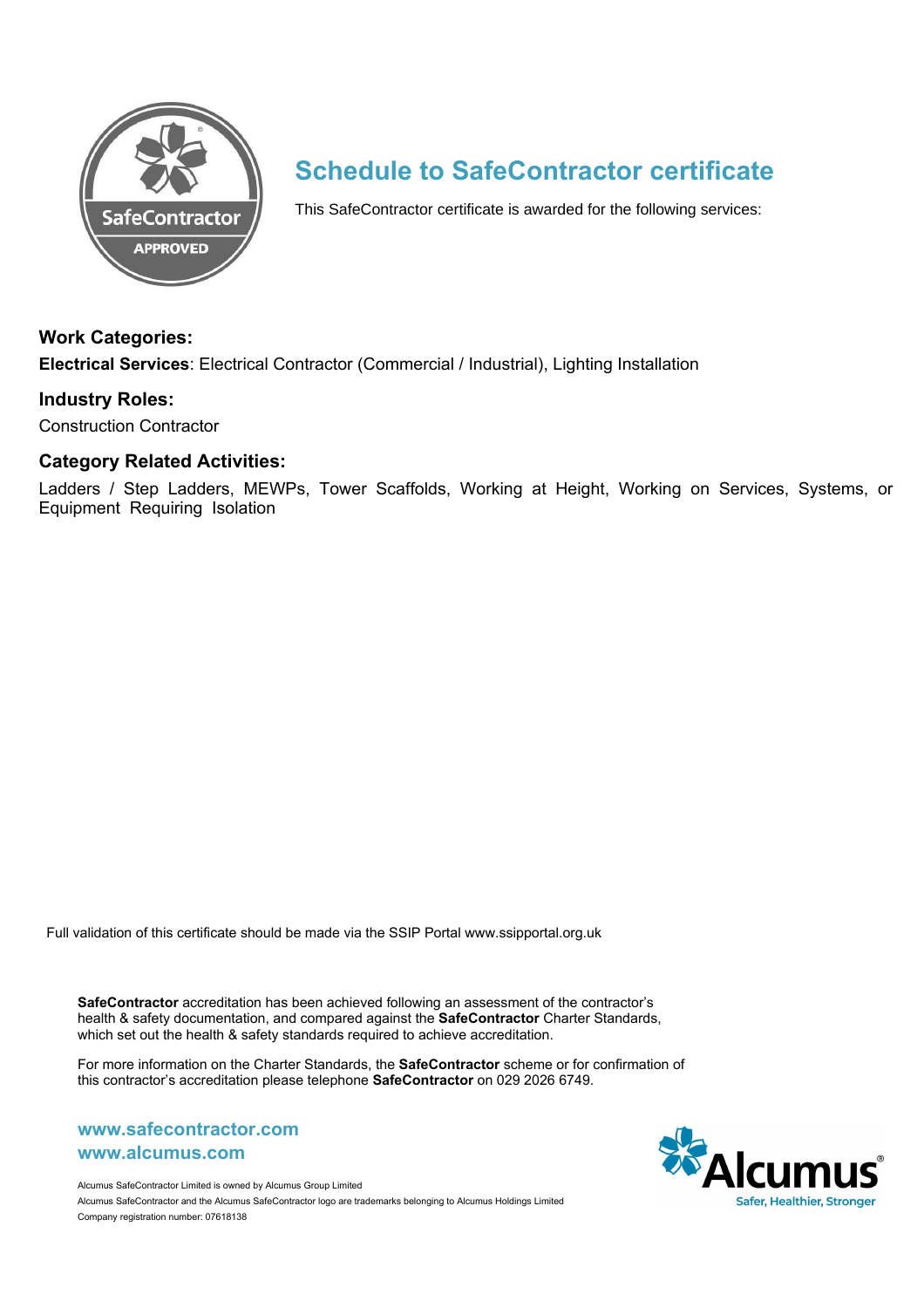# Schedule to SafeContractor certificate

This SafeContractor certificate is awarded for the following services:

### Work Categories:

**Electrical Services**: Electrical Contractor (Commercial / Industrial), Lighting Installation

### Industry Roles:

Construction Contractor

### Category Related Activities:

Ladders / Step Ladders, MEWPs, Tower Scaffolds, Working at Height, Working on Services, Systems, or Equipment Requiring Isolation

Full validation of this certificate should be made via the SSIP Portal www.ssipportal.org.uk

**SafeContractor** accreditation has been achieved following an assessment of the contractor's health & safety documentation, and compared against the **SafeContractor** Charter Standards, which set out the health & safety standards required to achieve accreditation.

For more information on the Charter Standards, the **SafeContractor** scheme or for confirmation of this contractor's accreditation please telephone **SafeContractor** on 029 2026 6749.

**www.safecontractor.com**
**www.alcumus.com**

Alcumus SafeContractor Limited is owned by Alcumus Group Limited
Alcumus SafeContractor and the Alcumus SafeContractor logo are trademarks belonging to Alcumus Holdings Limited
Company registration number: 07618138

Alcumus
Safer, Healthier, Stronger